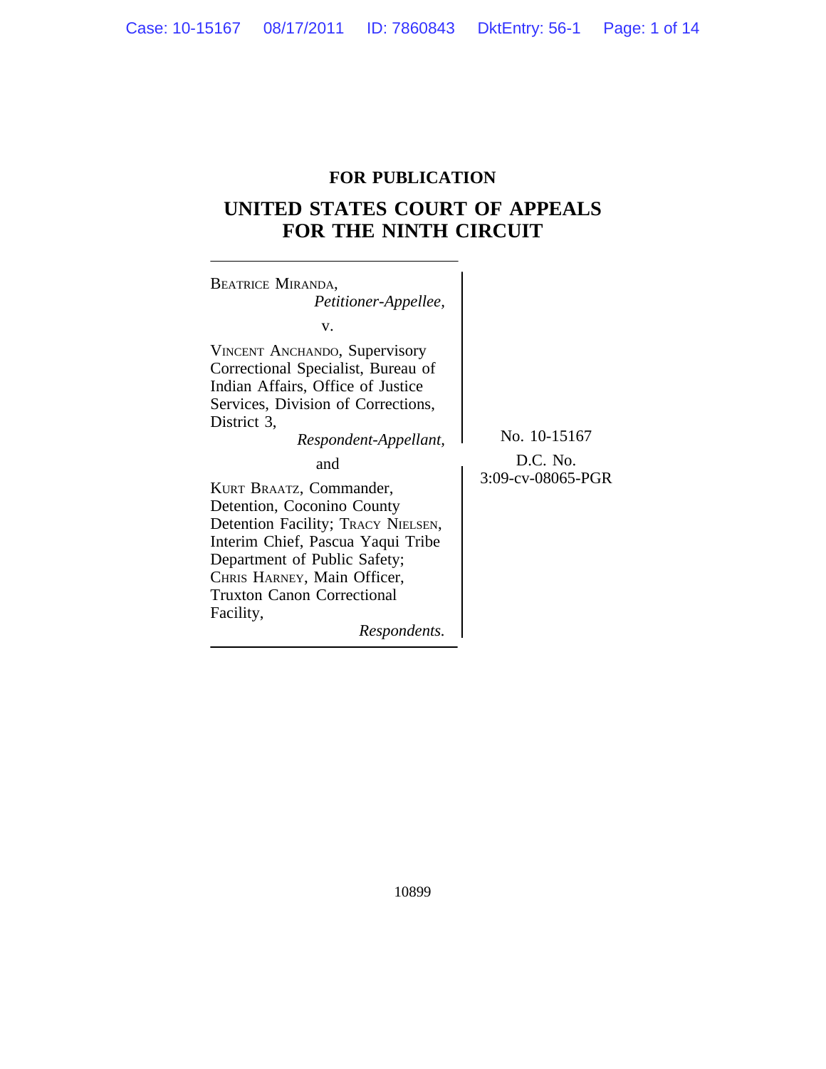**FOR PUBLICATION**

# UNITED STATES COURT OF APPEALS FOR THE NINTH CIRCUIT

BEATRICE MIRANDA,
*Petitioner-Appellee,*

v.

VINCENT ANCHANDO, Supervisory Correctional Specialist, Bureau of Indian Affairs, Office of Justice Services, Division of Corrections, District 3,
*Respondent-Appellant,*

and

KURT BRAATZ, Commander, Detention, Coconino County Detention Facility; TRACY NIELSEN, Interim Chief, Pascua Yaqui Tribe Department of Public Safety; CHRIS HARNEY, Main Officer, Truxton Canon Correctional Facility,
*Respondents.*

No. 10-15167

D.C. No.
3:09-cv-08065-PGR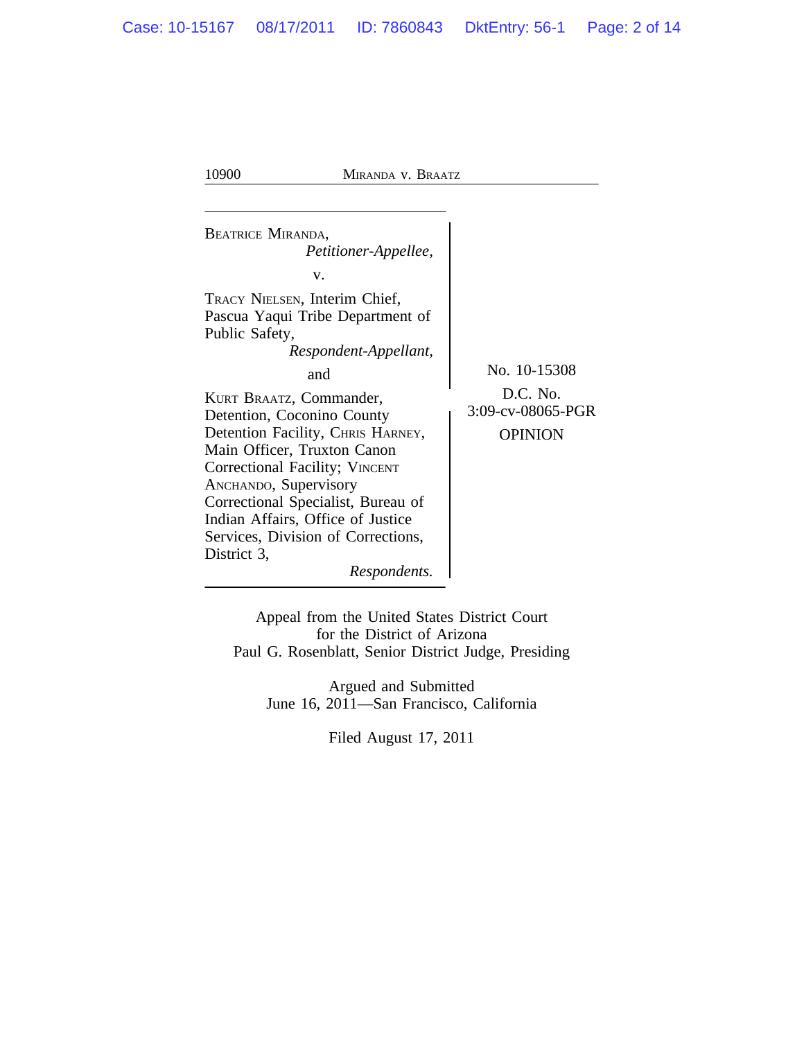BEATRICE MIRANDA,
*Petitioner-Appellee,*

v.

TRACY NIELSEN, Interim Chief, Pascua Yaqui Tribe Department of Public Safety,
*Respondent-Appellant,*

and

KURT BRAATZ, Commander, Detention, Coconino County Detention Facility, CHRIS HARNEY, Main Officer, Truxton Canon Correctional Facility; VINCENT ANCHANDO, Supervisory Correctional Specialist, Bureau of Indian Affairs, Office of Justice Services, Division of Corrections, District 3,
*Respondents.*

No. 10-15308

D.C. No. 3:09-cv-08065-PGR

OPINION

Appeal from the United States District Court for the District of Arizona
Paul G. Rosenblatt, Senior District Judge, Presiding

Argued and Submitted
June 16, 2011—San Francisco, California

Filed August 17, 2011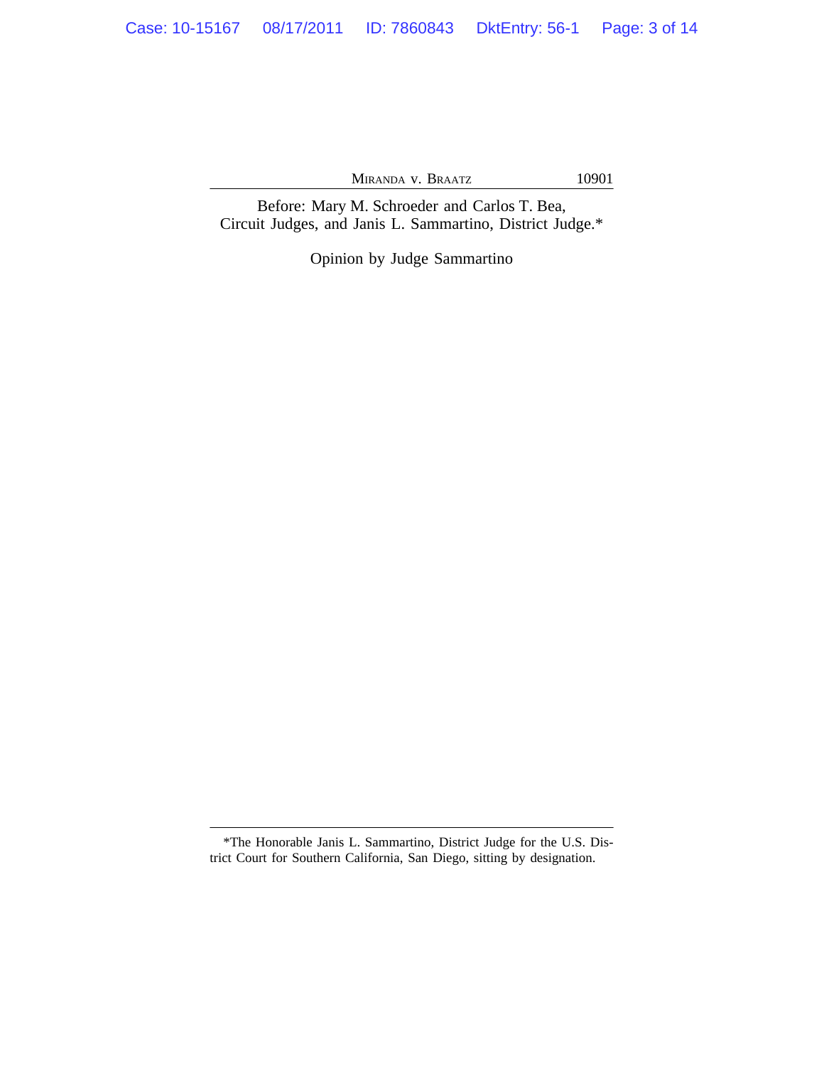Before: Mary M. Schroeder and Carlos T. Bea,
Circuit Judges, and Janis L. Sammartino, District Judge.*

Opinion by Judge Sammartino

*The Honorable Janis L. Sammartino, District Judge for the U.S. District Court for Southern California, San Diego, sitting by designation.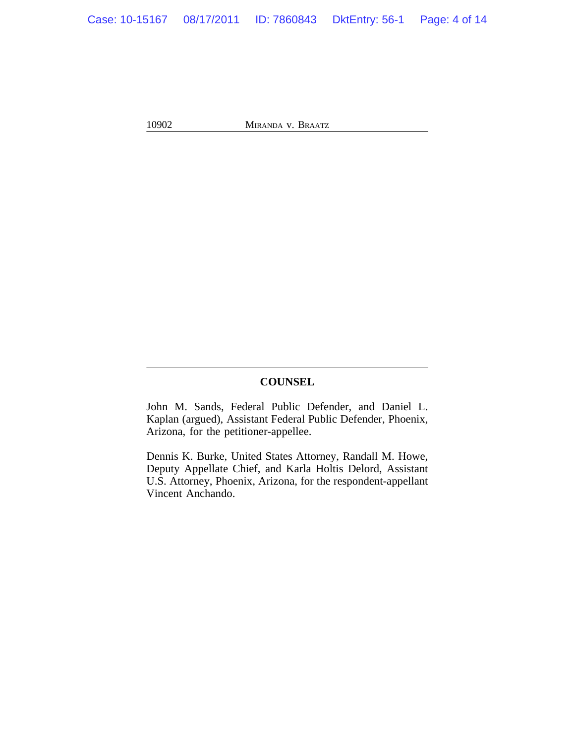## COUNSEL

John M. Sands, Federal Public Defender, and Daniel L. Kaplan (argued), Assistant Federal Public Defender, Phoenix, Arizona, for the petitioner-appellee.

Dennis K. Burke, United States Attorney, Randall M. Howe, Deputy Appellate Chief, and Karla Holtis Delord, Assistant U.S. Attorney, Phoenix, Arizona, for the respondent-appellant Vincent Anchando.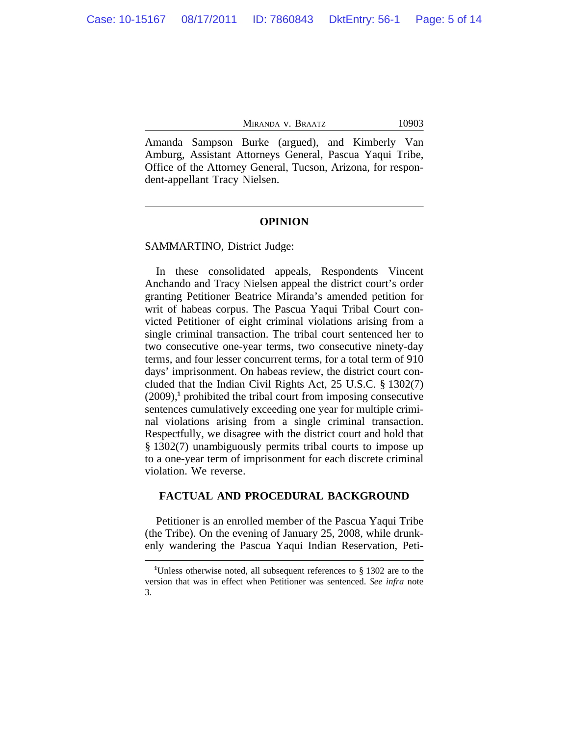Amanda Sampson Burke (argued), and Kimberly Van Amburg, Assistant Attorneys General, Pascua Yaqui Tribe, Office of the Attorney General, Tucson, Arizona, for respondent-appellant Tracy Nielsen.

---

## OPINION

SAMMARTINO, District Judge:

In these consolidated appeals, Respondents Vincent Anchando and Tracy Nielsen appeal the district court's order granting Petitioner Beatrice Miranda's amended petition for writ of habeas corpus. The Pascua Yaqui Tribal Court convicted Petitioner of eight criminal violations arising from a single criminal transaction. The tribal court sentenced her to two consecutive one-year terms, two consecutive ninety-day terms, and four lesser concurrent terms, for a total term of 910 days' imprisonment. On habeas review, the district court concluded that the Indian Civil Rights Act, 25 U.S.C. § 1302(7) (2009),[1] prohibited the tribal court from imposing consecutive sentences cumulatively exceeding one year for multiple criminal violations arising from a single criminal transaction. Respectfully, we disagree with the district court and hold that § 1302(7) unambiguously permits tribal courts to impose up to a one-year term of imprisonment for each discrete criminal violation. We reverse.

## FACTUAL AND PROCEDURAL BACKGROUND

Petitioner is an enrolled member of the Pascua Yaqui Tribe (the Tribe). On the evening of January 25, 2008, while drunkenly wandering the Pascua Yaqui Indian Reservation, Peti-

---

[1]Unless otherwise noted, all subsequent references to § 1302 are to the version that was in effect when Petitioner was sentenced. *See infra* note 3.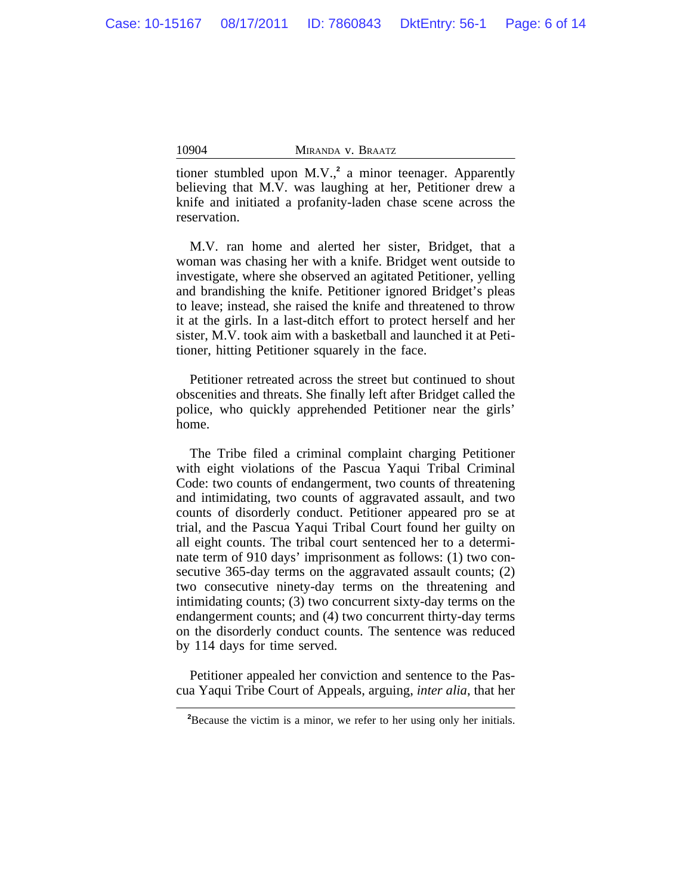tioner stumbled upon M.V.,[2] a minor teenager. Apparently believing that M.V. was laughing at her, Petitioner drew a knife and initiated a profanity-laden chase scene across the reservation.

M.V. ran home and alerted her sister, Bridget, that a woman was chasing her with a knife. Bridget went outside to investigate, where she observed an agitated Petitioner, yelling and brandishing the knife. Petitioner ignored Bridget's pleas to leave; instead, she raised the knife and threatened to throw it at the girls. In a last-ditch effort to protect herself and her sister, M.V. took aim with a basketball and launched it at Petitioner, hitting Petitioner squarely in the face.

Petitioner retreated across the street but continued to shout obscenities and threats. She finally left after Bridget called the police, who quickly apprehended Petitioner near the girls' home.

The Tribe filed a criminal complaint charging Petitioner with eight violations of the Pascua Yaqui Tribal Criminal Code: two counts of endangerment, two counts of threatening and intimidating, two counts of aggravated assault, and two counts of disorderly conduct. Petitioner appeared pro se at trial, and the Pascua Yaqui Tribal Court found her guilty on all eight counts. The tribal court sentenced her to a determinate term of 910 days' imprisonment as follows: (1) two consecutive 365-day terms on the aggravated assault counts; (2) two consecutive ninety-day terms on the threatening and intimidating counts; (3) two concurrent sixty-day terms on the endangerment counts; and (4) two concurrent thirty-day terms on the disorderly conduct counts. The sentence was reduced by 114 days for time served.

Petitioner appealed her conviction and sentence to the Pascua Yaqui Tribe Court of Appeals, arguing, *inter alia*, that her

---

[2]Because the victim is a minor, we refer to her using only her initials.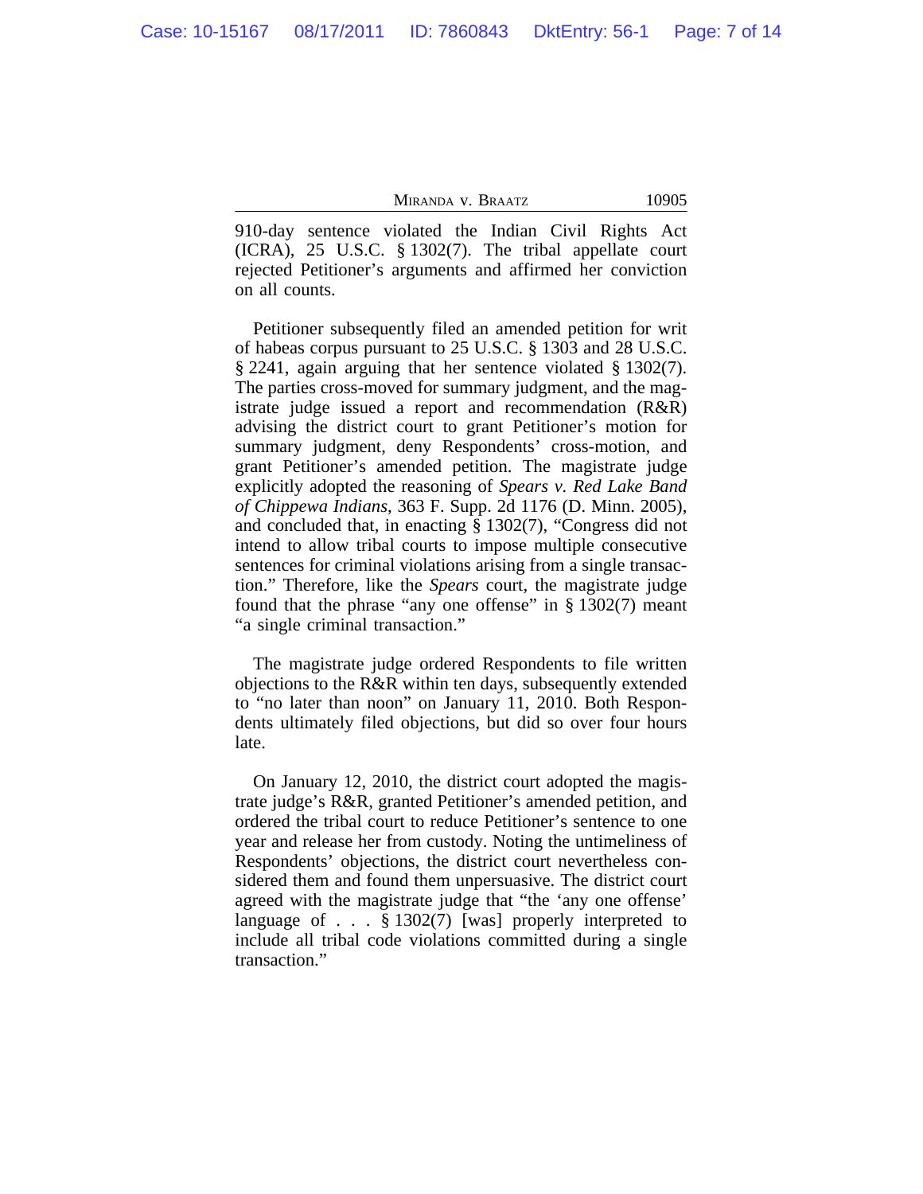910-day sentence violated the Indian Civil Rights Act (ICRA), 25 U.S.C. § 1302(7). The tribal appellate court rejected Petitioner's arguments and affirmed her conviction on all counts.

Petitioner subsequently filed an amended petition for writ of habeas corpus pursuant to 25 U.S.C. § 1303 and 28 U.S.C. § 2241, again arguing that her sentence violated § 1302(7). The parties cross-moved for summary judgment, and the magistrate judge issued a report and recommendation (R&R) advising the district court to grant Petitioner's motion for summary judgment, deny Respondents' cross-motion, and grant Petitioner's amended petition. The magistrate judge explicitly adopted the reasoning of *Spears v. Red Lake Band of Chippewa Indians*, 363 F. Supp. 2d 1176 (D. Minn. 2005), and concluded that, in enacting § 1302(7), "Congress did not intend to allow tribal courts to impose multiple consecutive sentences for criminal violations arising from a single transaction." Therefore, like the *Spears* court, the magistrate judge found that the phrase "any one offense" in § 1302(7) meant "a single criminal transaction."

The magistrate judge ordered Respondents to file written objections to the R&R within ten days, subsequently extended to "no later than noon" on January 11, 2010. Both Respondents ultimately filed objections, but did so over four hours late.

On January 12, 2010, the district court adopted the magistrate judge's R&R, granted Petitioner's amended petition, and ordered the tribal court to reduce Petitioner's sentence to one year and release her from custody. Noting the untimeliness of Respondents' objections, the district court nevertheless considered them and found them unpersuasive. The district court agreed with the magistrate judge that "the 'any one offense' language of . . . § 1302(7) [was] properly interpreted to include all tribal code violations committed during a single transaction."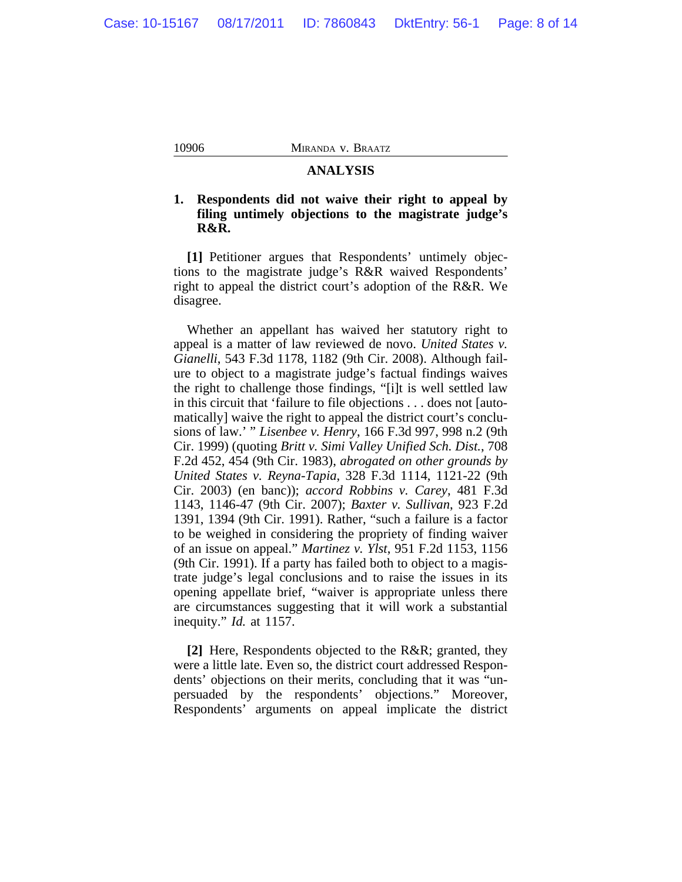## ANALYSIS

### 1. Respondents did not waive their right to appeal by filing untimely objections to the magistrate judge's R&R.

**[1]** Petitioner argues that Respondents' untimely objections to the magistrate judge's R&R waived Respondents' right to appeal the district court's adoption of the R&R. We disagree.

Whether an appellant has waived her statutory right to appeal is a matter of law reviewed de novo. *United States v. Gianelli*, 543 F.3d 1178, 1182 (9th Cir. 2008). Although failure to object to a magistrate judge's factual findings waives the right to challenge those findings, "[i]t is well settled law in this circuit that 'failure to file objections . . . does not [automatically] waive the right to appeal the district court's conclusions of law.' " *Lisenbee v. Henry*, 166 F.3d 997, 998 n.2 (9th Cir. 1999) (quoting *Britt v. Simi Valley Unified Sch. Dist.*, 708 F.2d 452, 454 (9th Cir. 1983), *abrogated on other grounds by United States v. Reyna-Tapia*, 328 F.3d 1114, 1121-22 (9th Cir. 2003) (en banc)); *accord Robbins v. Carey*, 481 F.3d 1143, 1146-47 (9th Cir. 2007); *Baxter v. Sullivan*, 923 F.2d 1391, 1394 (9th Cir. 1991). Rather, "such a failure is a factor to be weighed in considering the propriety of finding waiver of an issue on appeal." *Martinez v. Ylst*, 951 F.2d 1153, 1156 (9th Cir. 1991). If a party has failed both to object to a magistrate judge's legal conclusions and to raise the issues in its opening appellate brief, "waiver is appropriate unless there are circumstances suggesting that it will work a substantial inequity." *Id.* at 1157.

**[2]** Here, Respondents objected to the R&R; granted, they were a little late. Even so, the district court addressed Respondents' objections on their merits, concluding that it was "unpersuaded by the respondents' objections." Moreover, Respondents' arguments on appeal implicate the district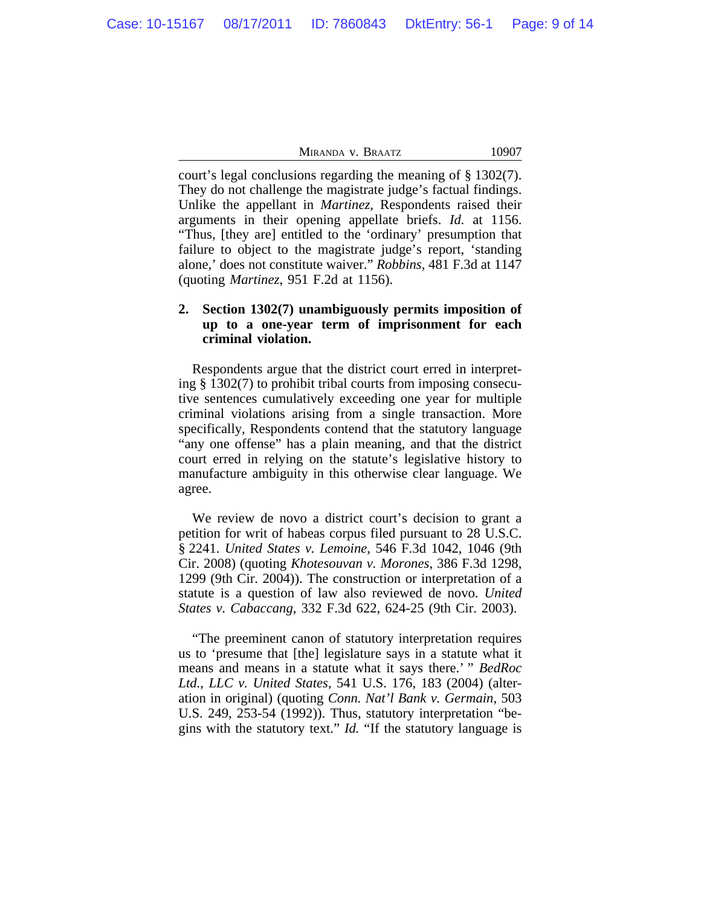court's legal conclusions regarding the meaning of § 1302(7). They do not challenge the magistrate judge's factual findings. Unlike the appellant in *Martinez*, Respondents raised their arguments in their opening appellate briefs. *Id.* at 1156. "Thus, [they are] entitled to the 'ordinary' presumption that failure to object to the magistrate judge's report, 'standing alone,' does not constitute waiver." *Robbins*, 481 F.3d at 1147 (quoting *Martinez*, 951 F.2d at 1156).

### 2. Section 1302(7) unambiguously permits imposition of up to a one-year term of imprisonment for each criminal violation.

Respondents argue that the district court erred in interpreting § 1302(7) to prohibit tribal courts from imposing consecutive sentences cumulatively exceeding one year for multiple criminal violations arising from a single transaction. More specifically, Respondents contend that the statutory language "any one offense" has a plain meaning, and that the district court erred in relying on the statute's legislative history to manufacture ambiguity in this otherwise clear language. We agree.

We review de novo a district court's decision to grant a petition for writ of habeas corpus filed pursuant to 28 U.S.C. § 2241. *United States v. Lemoine*, 546 F.3d 1042, 1046 (9th Cir. 2008) (quoting *Khotesouvan v. Morones*, 386 F.3d 1298, 1299 (9th Cir. 2004)). The construction or interpretation of a statute is a question of law also reviewed de novo. *United States v. Cabaccang*, 332 F.3d 622, 624-25 (9th Cir. 2003).

"The preeminent canon of statutory interpretation requires us to 'presume that [the] legislature says in a statute what it means and means in a statute what it says there.' " *BedRoc Ltd., LLC v. United States*, 541 U.S. 176, 183 (2004) (alteration in original) (quoting *Conn. Nat'l Bank v. Germain*, 503 U.S. 249, 253-54 (1992)). Thus, statutory interpretation "begins with the statutory text." *Id.* "If the statutory language is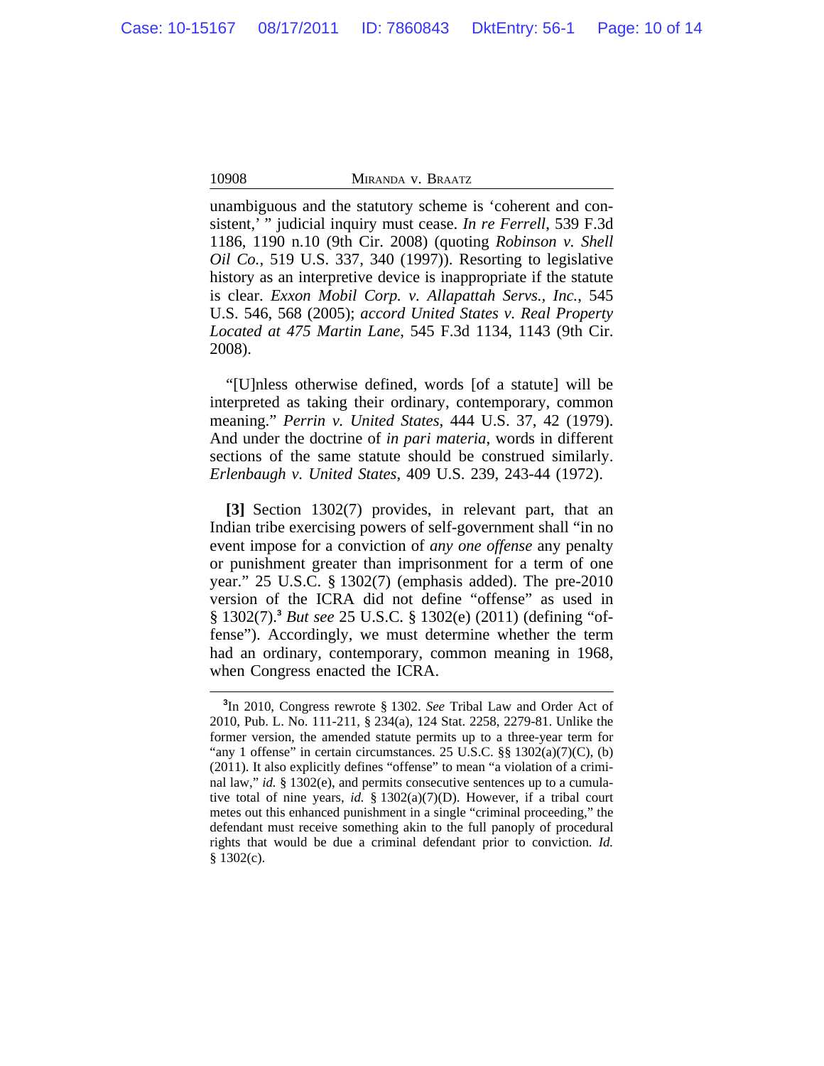unambiguous and the statutory scheme is 'coherent and consistent,' " judicial inquiry must cease. *In re Ferrell*, 539 F.3d 1186, 1190 n.10 (9th Cir. 2008) (quoting *Robinson v. Shell Oil Co.*, 519 U.S. 337, 340 (1997)). Resorting to legislative history as an interpretive device is inappropriate if the statute is clear. *Exxon Mobil Corp. v. Allapattah Servs., Inc.*, 545 U.S. 546, 568 (2005); *accord United States v. Real Property Located at 475 Martin Lane*, 545 F.3d 1134, 1143 (9th Cir. 2008).

"[U]nless otherwise defined, words [of a statute] will be interpreted as taking their ordinary, contemporary, common meaning." *Perrin v. United States*, 444 U.S. 37, 42 (1979). And under the doctrine of *in pari materia*, words in different sections of the same statute should be construed similarly. *Erlenbaugh v. United States*, 409 U.S. 239, 243-44 (1972).

**[3]** Section 1302(7) provides, in relevant part, that an Indian tribe exercising powers of self-government shall "in no event impose for a conviction of *any one offense* any penalty or punishment greater than imprisonment for a term of one year." 25 U.S.C. § 1302(7) (emphasis added). The pre-2010 version of the ICRA did not define "offense" as used in § 1302(7).[3] *But see* 25 U.S.C. § 1302(e) (2011) (defining "offense"). Accordingly, we must determine whether the term had an ordinary, contemporary, common meaning in 1968, when Congress enacted the ICRA.

---

[3]In 2010, Congress rewrote § 1302. *See* Tribal Law and Order Act of 2010, Pub. L. No. 111-211, § 234(a), 124 Stat. 2258, 2279-81. Unlike the former version, the amended statute permits up to a three-year term for "any 1 offense" in certain circumstances. 25 U.S.C. §§ 1302(a)(7)(C), (b) (2011). It also explicitly defines "offense" to mean "a violation of a criminal law," *id.* § 1302(e), and permits consecutive sentences up to a cumulative total of nine years, *id.* § 1302(a)(7)(D). However, if a tribal court metes out this enhanced punishment in a single "criminal proceeding," the defendant must receive something akin to the full panoply of procedural rights that would be due a criminal defendant prior to conviction. *Id.* § 1302(c).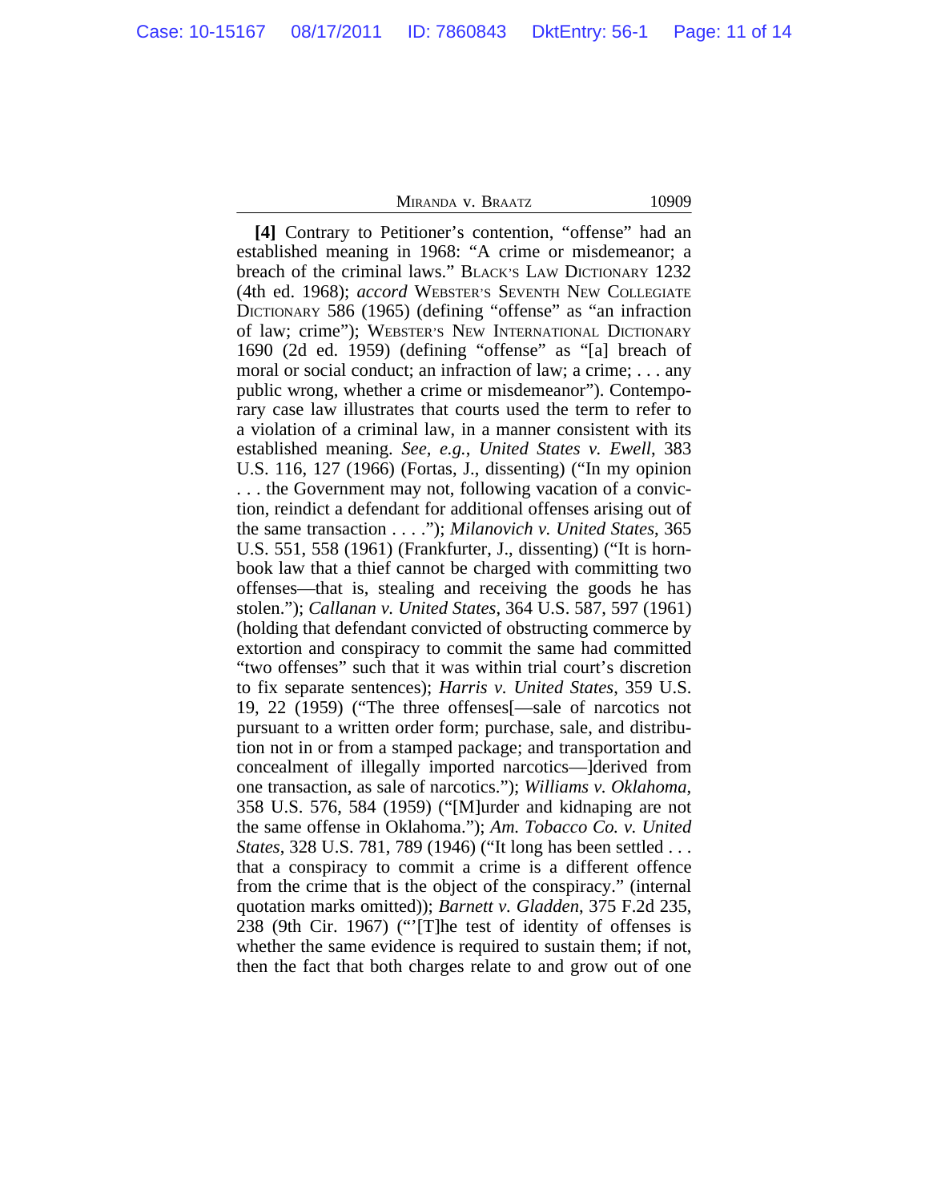**[4]** Contrary to Petitioner's contention, "offense" had an established meaning in 1968: "A crime or misdemeanor; a breach of the criminal laws." BLACK'S LAW DICTIONARY 1232 (4th ed. 1968); *accord* WEBSTER'S SEVENTH NEW COLLEGIATE DICTIONARY 586 (1965) (defining "offense" as "an infraction of law; crime"); WEBSTER'S NEW INTERNATIONAL DICTIONARY 1690 (2d ed. 1959) (defining "offense" as "[a] breach of moral or social conduct; an infraction of law; a crime; . . . any public wrong, whether a crime or misdemeanor"). Contemporary case law illustrates that courts used the term to refer to a violation of a criminal law, in a manner consistent with its established meaning. *See, e.g.*, *United States v. Ewell*, 383 U.S. 116, 127 (1966) (Fortas, J., dissenting) ("In my opinion . . . the Government may not, following vacation of a conviction, reindict a defendant for additional offenses arising out of the same transaction . . . ."); *Milanovich v. United States*, 365 U.S. 551, 558 (1961) (Frankfurter, J., dissenting) ("It is hornbook law that a thief cannot be charged with committing two offenses—that is, stealing and receiving the goods he has stolen."); *Callanan v. United States*, 364 U.S. 587, 597 (1961) (holding that defendant convicted of obstructing commerce by extortion and conspiracy to commit the same had committed "two offenses" such that it was within trial court's discretion to fix separate sentences); *Harris v. United States*, 359 U.S. 19, 22 (1959) ("The three offenses[—sale of narcotics not pursuant to a written order form; purchase, sale, and distribution not in or from a stamped package; and transportation and concealment of illegally imported narcotics—]derived from one transaction, as sale of narcotics."); *Williams v. Oklahoma*, 358 U.S. 576, 584 (1959) ("[M]urder and kidnaping are not the same offense in Oklahoma."); *Am. Tobacco Co. v. United States*, 328 U.S. 781, 789 (1946) ("It long has been settled . . . that a conspiracy to commit a crime is a different offence from the crime that is the object of the conspiracy." (internal quotation marks omitted)); *Barnett v. Gladden*, 375 F.2d 235, 238 (9th Cir. 1967) ("'[T]he test of identity of offenses is whether the same evidence is required to sustain them; if not, then the fact that both charges relate to and grow out of one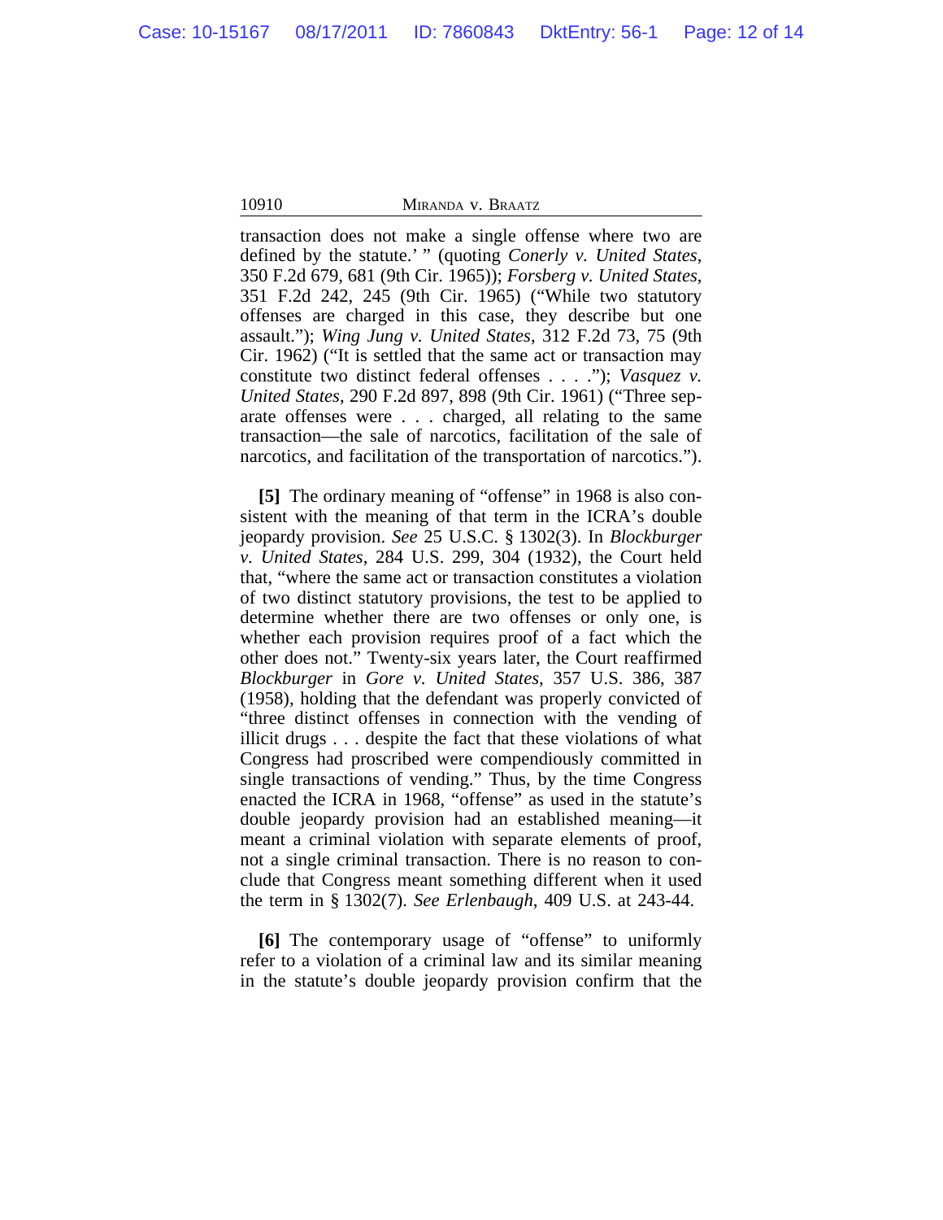transaction does not make a single offense where two are defined by the statute.' " (quoting *Conerly v. United States*, 350 F.2d 679, 681 (9th Cir. 1965)); *Forsberg v. United States*, 351 F.2d 242, 245 (9th Cir. 1965) ("While two statutory offenses are charged in this case, they describe but one assault."); *Wing Jung v. United States*, 312 F.2d 73, 75 (9th Cir. 1962) ("It is settled that the same act or transaction may constitute two distinct federal offenses . . . ."); *Vasquez v. United States*, 290 F.2d 897, 898 (9th Cir. 1961) ("Three separate offenses were . . . charged, all relating to the same transaction—the sale of narcotics, facilitation of the sale of narcotics, and facilitation of the transportation of narcotics.").

**[5]** The ordinary meaning of "offense" in 1968 is also consistent with the meaning of that term in the ICRA's double jeopardy provision. *See* 25 U.S.C. § 1302(3). In *Blockburger v. United States*, 284 U.S. 299, 304 (1932), the Court held that, "where the same act or transaction constitutes a violation of two distinct statutory provisions, the test to be applied to determine whether there are two offenses or only one, is whether each provision requires proof of a fact which the other does not." Twenty-six years later, the Court reaffirmed *Blockburger* in *Gore v. United States*, 357 U.S. 386, 387 (1958), holding that the defendant was properly convicted of "three distinct offenses in connection with the vending of illicit drugs . . . despite the fact that these violations of what Congress had proscribed were compendiously committed in single transactions of vending." Thus, by the time Congress enacted the ICRA in 1968, "offense" as used in the statute's double jeopardy provision had an established meaning—it meant a criminal violation with separate elements of proof, not a single criminal transaction. There is no reason to conclude that Congress meant something different when it used the term in § 1302(7). *See Erlenbaugh*, 409 U.S. at 243-44.

**[6]** The contemporary usage of "offense" to uniformly refer to a violation of a criminal law and its similar meaning in the statute's double jeopardy provision confirm that the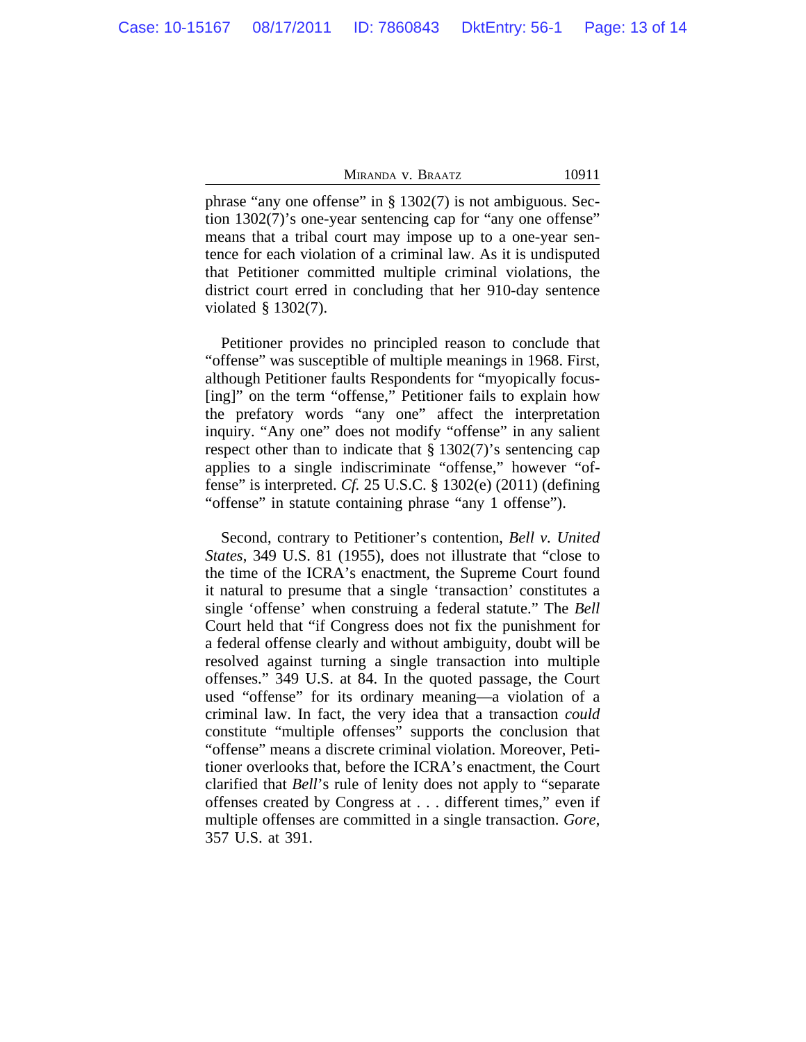phrase "any one offense" in § 1302(7) is not ambiguous. Section 1302(7)'s one-year sentencing cap for "any one offense" means that a tribal court may impose up to a one-year sentence for each violation of a criminal law. As it is undisputed that Petitioner committed multiple criminal violations, the district court erred in concluding that her 910-day sentence violated § 1302(7).

Petitioner provides no principled reason to conclude that "offense" was susceptible of multiple meanings in 1968. First, although Petitioner faults Respondents for "myopically focus[ing]" on the term "offense," Petitioner fails to explain how the prefatory words "any one" affect the interpretation inquiry. "Any one" does not modify "offense" in any salient respect other than to indicate that § 1302(7)'s sentencing cap applies to a single indiscriminate "offense," however "offense" is interpreted. *Cf.* 25 U.S.C. § 1302(e) (2011) (defining "offense" in statute containing phrase "any 1 offense").

Second, contrary to Petitioner's contention, *Bell v. United States*, 349 U.S. 81 (1955), does not illustrate that "close to the time of the ICRA's enactment, the Supreme Court found it natural to presume that a single 'transaction' constitutes a single 'offense' when construing a federal statute." The *Bell* Court held that "if Congress does not fix the punishment for a federal offense clearly and without ambiguity, doubt will be resolved against turning a single transaction into multiple offenses." 349 U.S. at 84. In the quoted passage, the Court used "offense" for its ordinary meaning—a violation of a criminal law. In fact, the very idea that a transaction *could* constitute "multiple offenses" supports the conclusion that "offense" means a discrete criminal violation. Moreover, Petitioner overlooks that, before the ICRA's enactment, the Court clarified that *Bell*'s rule of lenity does not apply to "separate offenses created by Congress at . . . different times," even if multiple offenses are committed in a single transaction. *Gore*, 357 U.S. at 391.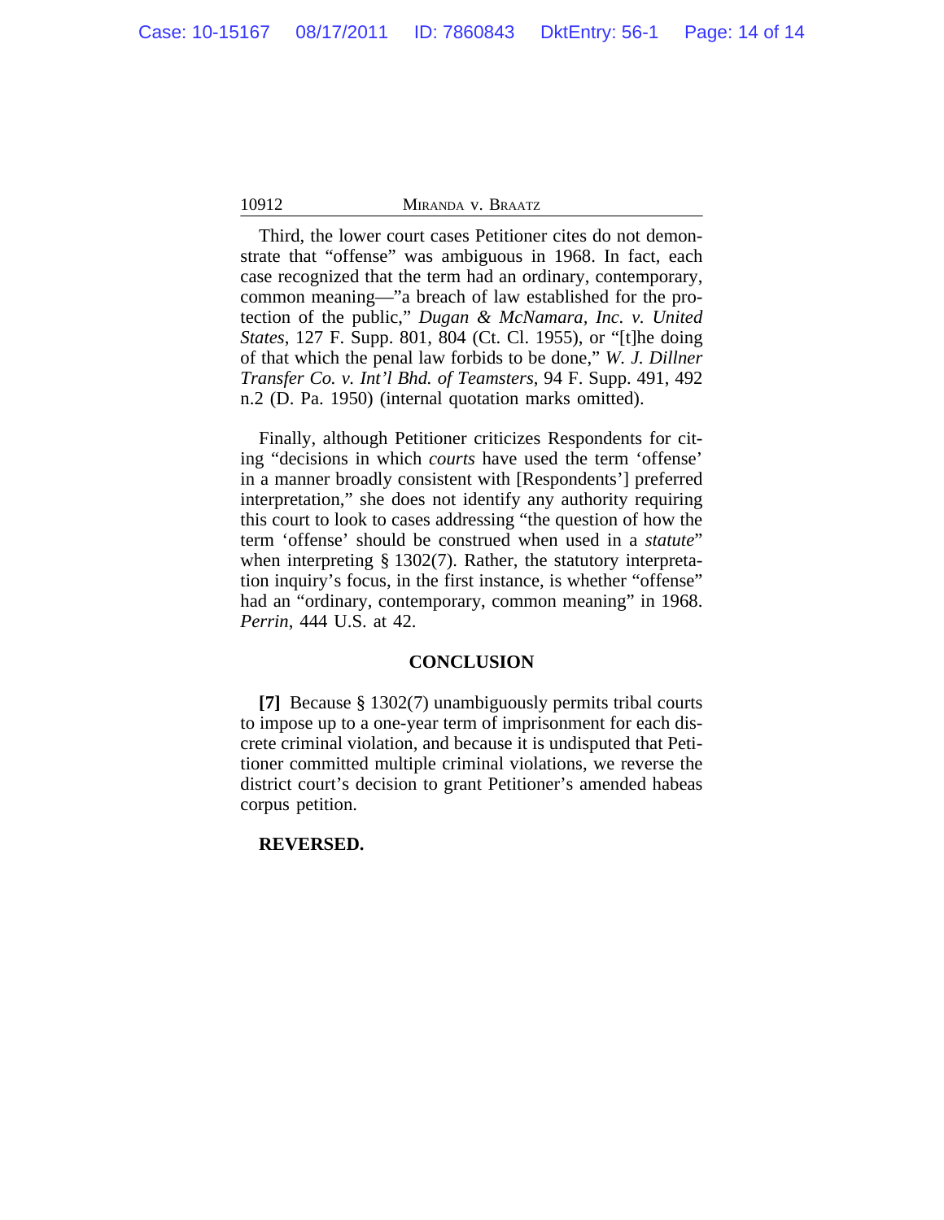Third, the lower court cases Petitioner cites do not demonstrate that "offense" was ambiguous in 1968. In fact, each case recognized that the term had an ordinary, contemporary, common meaning—"a breach of law established for the protection of the public," *Dugan & McNamara, Inc. v. United States*, 127 F. Supp. 801, 804 (Ct. Cl. 1955), or "[t]he doing of that which the penal law forbids to be done," *W. J. Dillner Transfer Co. v. Int'l Bhd. of Teamsters*, 94 F. Supp. 491, 492 n.2 (D. Pa. 1950) (internal quotation marks omitted).

Finally, although Petitioner criticizes Respondents for citing "decisions in which *courts* have used the term 'offense' in a manner broadly consistent with [Respondents'] preferred interpretation," she does not identify any authority requiring this court to look to cases addressing "the question of how the term 'offense' should be construed when used in a *statute*" when interpreting § 1302(7). Rather, the statutory interpretation inquiry's focus, in the first instance, is whether "offense" had an "ordinary, contemporary, common meaning" in 1968. *Perrin*, 444 U.S. at 42.

## CONCLUSION

**[7]** Because § 1302(7) unambiguously permits tribal courts to impose up to a one-year term of imprisonment for each discrete criminal violation, and because it is undisputed that Petitioner committed multiple criminal violations, we reverse the district court's decision to grant Petitioner's amended habeas corpus petition.

**REVERSED.**